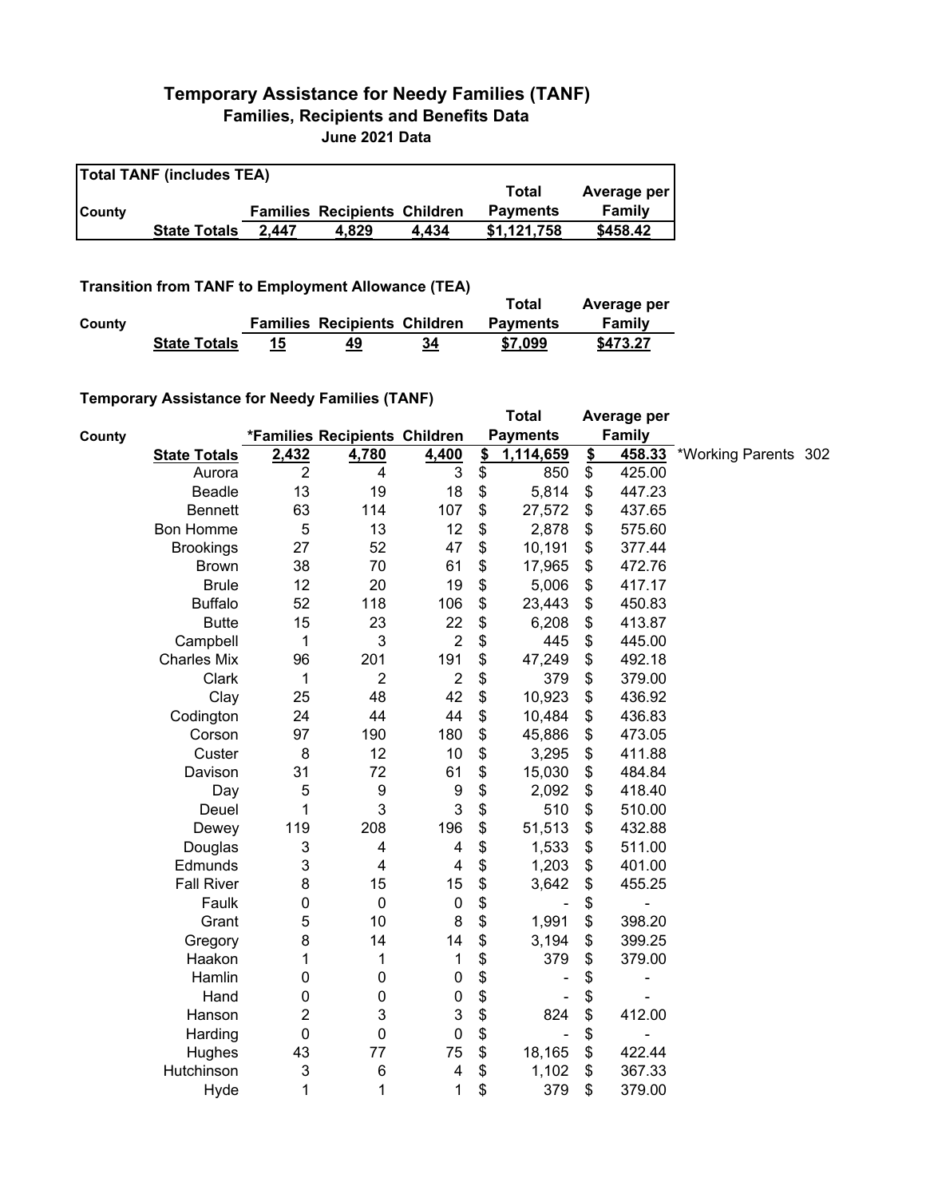# Temporary Assistance for Needy Families (TANF)
## Families, Recipients and Benefits Data
### June 2021 Data

**Total TANF (includes TEA)**

| County | | Families | Recipients | Children | Total Payments | Average per Family |
|---|---|---|---|---|---|---|
| | **State Totals** | **2,447** | **4,829** | **4,434** | **$1,121,758** | **$458.42** |

**Transition from TANF to Employment Allowance (TEA)**

| County | | Families | Recipients | Children | Total Payments | Average per Family |
|---|---|---|---|---|---|---|
| | **State Totals** | **15** | **49** | **34** | **$7,099** | **$473.27** |

**Temporary Assistance for Needy Families (TANF)**

| County | | *Families | Recipients | Children | Total Payments | Average per Family | |
|---|---|---|---|---|---|---|---|
| | **State Totals** | **2,432** | **4,780** | **4,400** | **$ 1,114,659** | **$ 458.33** | *Working Parents 302 |
| | Aurora | 2 | 4 | 3 | $ 850 | $ 425.00 | |
| | Beadle | 13 | 19 | 18 | $ 5,814 | $ 447.23 | |
| | Bennett | 63 | 114 | 107 | $ 27,572 | $ 437.65 | |
| | Bon Homme | 5 | 13 | 12 | $ 2,878 | $ 575.60 | |
| | Brookings | 27 | 52 | 47 | $ 10,191 | $ 377.44 | |
| | Brown | 38 | 70 | 61 | $ 17,965 | $ 472.76 | |
| | Brule | 12 | 20 | 19 | $ 5,006 | $ 417.17 | |
| | Buffalo | 52 | 118 | 106 | $ 23,443 | $ 450.83 | |
| | Butte | 15 | 23 | 22 | $ 6,208 | $ 413.87 | |
| | Campbell | 1 | 3 | 2 | $ 445 | $ 445.00 | |
| | Charles Mix | 96 | 201 | 191 | $ 47,249 | $ 492.18 | |
| | Clark | 1 | 2 | 2 | $ 379 | $ 379.00 | |
| | Clay | 25 | 48 | 42 | $ 10,923 | $ 436.92 | |
| | Codington | 24 | 44 | 44 | $ 10,484 | $ 436.83 | |
| | Corson | 97 | 190 | 180 | $ 45,886 | $ 473.05 | |
| | Custer | 8 | 12 | 10 | $ 3,295 | $ 411.88 | |
| | Davison | 31 | 72 | 61 | $ 15,030 | $ 484.84 | |
| | Day | 5 | 9 | 9 | $ 2,092 | $ 418.40 | |
| | Deuel | 1 | 3 | 3 | $ 510 | $ 510.00 | |
| | Dewey | 119 | 208 | 196 | $ 51,513 | $ 432.88 | |
| | Douglas | 3 | 4 | 4 | $ 1,533 | $ 511.00 | |
| | Edmunds | 3 | 4 | 4 | $ 1,203 | $ 401.00 | |
| | Fall River | 8 | 15 | 15 | $ 3,642 | $ 455.25 | |
| | Faulk | 0 | 0 | 0 | $ - | $ - | |
| | Grant | 5 | 10 | 8 | $ 1,991 | $ 398.20 | |
| | Gregory | 8 | 14 | 14 | $ 3,194 | $ 399.25 | |
| | Haakon | 1 | 1 | 1 | $ 379 | $ 379.00 | |
| | Hamlin | 0 | 0 | 0 | $ - | $ - | |
| | Hand | 0 | 0 | 0 | $ - | $ - | |
| | Hanson | 2 | 3 | 3 | $ 824 | $ 412.00 | |
| | Harding | 0 | 0 | 0 | $ - | $ - | |
| | Hughes | 43 | 77 | 75 | $ 18,165 | $ 422.44 | |
| | Hutchinson | 3 | 6 | 4 | $ 1,102 | $ 367.33 | |
| | Hyde | 1 | 1 | 1 | $ 379 | $ 379.00 | |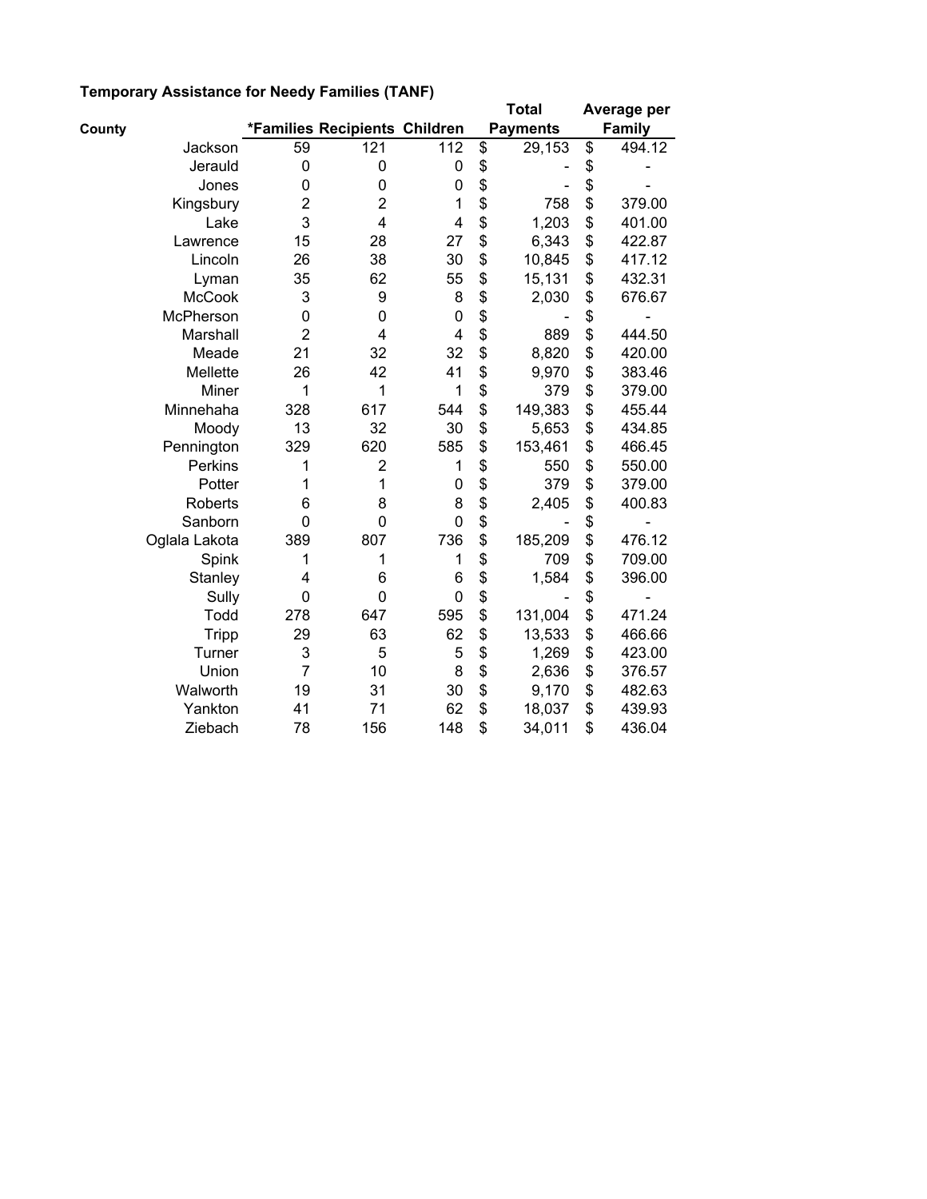**Temporary Assistance for Needy Families (TANF)**

| County | *Families | Recipients | Children | Total Payments | Average per Family |
|---|---|---|---|---|---|
| Jackson | 59 | 121 | 112 | $ 29,153 | $ 494.12 |
| Jerauld | 0 | 0 | 0 | $ - | $ - |
| Jones | 0 | 0 | 0 | $ - | $ - |
| Kingsbury | 2 | 2 | 1 | $ 758 | $ 379.00 |
| Lake | 3 | 4 | 4 | $ 1,203 | $ 401.00 |
| Lawrence | 15 | 28 | 27 | $ 6,343 | $ 422.87 |
| Lincoln | 26 | 38 | 30 | $ 10,845 | $ 417.12 |
| Lyman | 35 | 62 | 55 | $ 15,131 | $ 432.31 |
| McCook | 3 | 9 | 8 | $ 2,030 | $ 676.67 |
| McPherson | 0 | 0 | 0 | $ - | $ - |
| Marshall | 2 | 4 | 4 | $ 889 | $ 444.50 |
| Meade | 21 | 32 | 32 | $ 8,820 | $ 420.00 |
| Mellette | 26 | 42 | 41 | $ 9,970 | $ 383.46 |
| Miner | 1 | 1 | 1 | $ 379 | $ 379.00 |
| Minnehaha | 328 | 617 | 544 | $ 149,383 | $ 455.44 |
| Moody | 13 | 32 | 30 | $ 5,653 | $ 434.85 |
| Pennington | 329 | 620 | 585 | $ 153,461 | $ 466.45 |
| Perkins | 1 | 2 | 1 | $ 550 | $ 550.00 |
| Potter | 1 | 1 | 0 | $ 379 | $ 379.00 |
| Roberts | 6 | 8 | 8 | $ 2,405 | $ 400.83 |
| Sanborn | 0 | 0 | 0 | $ - | $ - |
| Oglala Lakota | 389 | 807 | 736 | $ 185,209 | $ 476.12 |
| Spink | 1 | 1 | 1 | $ 709 | $ 709.00 |
| Stanley | 4 | 6 | 6 | $ 1,584 | $ 396.00 |
| Sully | 0 | 0 | 0 | $ - | $ - |
| Todd | 278 | 647 | 595 | $ 131,004 | $ 471.24 |
| Tripp | 29 | 63 | 62 | $ 13,533 | $ 466.66 |
| Turner | 3 | 5 | 5 | $ 1,269 | $ 423.00 |
| Union | 7 | 10 | 8 | $ 2,636 | $ 376.57 |
| Walworth | 19 | 31 | 30 | $ 9,170 | $ 482.63 |
| Yankton | 41 | 71 | 62 | $ 18,037 | $ 439.93 |
| Ziebach | 78 | 156 | 148 | $ 34,011 | $ 436.04 |